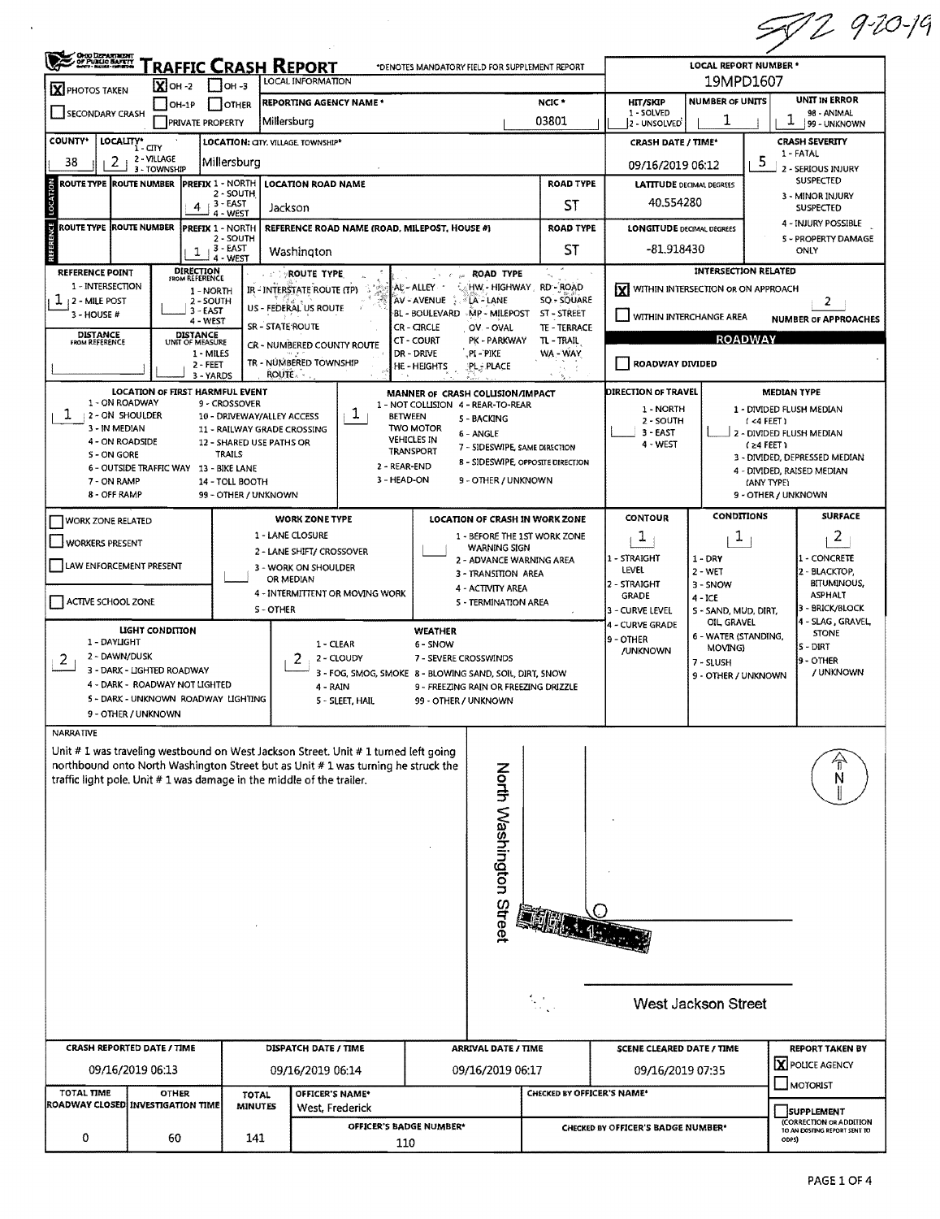SOZ 9-20-19

# TRAFFIC CRASH REPORT

*DENOTES MANDATORY FIELD FOR SUPPLEMENT REPORT

| Field | Value |
|---|---|
| PHOTOS TAKEN | X |
| OH-2 | X |
| OH-3 | |
| OH-1P | |
| OTHER | |
| SECONDARY CRASH | |
| PRIVATE PROPERTY | |
| REPORTING AGENCY NAME * | Millersburg |
| NCIC * | 03801 |
| LOCAL REPORT NUMBER * | 19MPD1607 |
| HIT/SKIP (1 - SOLVED, 2 - UNSOLVED) | |
| NUMBER OF UNITS | 1 |
| UNIT IN ERROR (98 - ANIMAL, 99 - UNKNOWN) | 1 |
| COUNTY* | 38 |
| LOCALITY* (1 - CITY, 2 - VILLAGE, 3 - TOWNSHIP) | 2 |
| LOCATION: CITY, VILLAGE, TOWNSHIP* | Millersburg |
| CRASH DATE / TIME* | 09/16/2019 06:12 |
| CRASH SEVERITY (1 - FATAL, 2 - SERIOUS INJURY SUSPECTED, 3 - MINOR INJURY SUSPECTED, 4 - INJURY POSSIBLE, 5 - PROPERTY DAMAGE ONLY) | 5 |

## LOCATION

| ROUTE TYPE | ROUTE NUMBER | PREFIX (1 - NORTH, 2 - SOUTH, 3 - EAST, 4 - WEST) | LOCATION ROAD NAME | ROAD TYPE |
|---|---|---|---|---|
| | | 4 | Jackson | ST |

LATITUDE DECIMAL DEGREES: 40.554280

## REFERENCE

| ROUTE TYPE | ROUTE NUMBER | PREFIX (1 - NORTH, 2 - SOUTH, 3 - EAST, 4 - WEST) | REFERENCE ROAD NAME (ROAD, MILEPOST, HOUSE #) | ROAD TYPE |
|---|---|---|---|---|
| | | 1 | Washington | ST |

LONGITUDE DECIMAL DEGREES: -81.918430

REFERENCE POINT (1 - INTERSECTION, 2 - MILE POST, 3 - HOUSE #): 1

DIRECTION FROM REFERENCE (1 - NORTH, 2 - SOUTH, 3 - EAST, 4 - WEST):

DISTANCE FROM REFERENCE:

DISTANCE UNIT OF MEASURE (1 - MILES, 2 - FEET, 3 - YARDS):

ROUTE TYPE: IR - INTERSTATE ROUTE (TP), US - FEDERAL US ROUTE, SR - STATE ROUTE, CR - NUMBERED COUNTY ROUTE, TR - NUMBERED TOWNSHIP ROUTE

ROAD TYPE: AL - ALLEY, AV - AVENUE, BL - BOULEVARD, CR - CIRCLE, CT - COURT, DR - DRIVE, HE - HEIGHTS, HW - HIGHWAY, LA - LANE, MP - MILEPOST, OV - OVAL, PK - PARKWAY, PI - PIKE, PL - PLACE, RD - ROAD, SQ - SQUARE, ST - STREET, TE - TERRACE, TL - TRAIL, WA - WAY

## INTERSECTION RELATED

- [X] WITHIN INTERSECTION OR ON APPROACH
- [ ] WITHIN INTERCHANGE AREA

NUMBER OF APPROACHES: 2

## ROADWAY

- [ ] ROADWAY DIVIDED

LOCATION OF FIRST HARMFUL EVENT: 1
(1 - ON ROADWAY, 2 - ON SHOULDER, 3 - IN MEDIAN, 4 - ON ROADSIDE, 5 - ON GORE, 6 - OUTSIDE TRAFFIC WAY, 7 - ON RAMP, 8 - OFF RAMP, 9 - CROSSOVER, 10 - DRIVEWAY/ALLEY ACCESS, 11 - RAILWAY GRADE CROSSING, 12 - SHARED USE PATHS OR TRAILS, 13 - BIKE LANE, 14 - TOLL BOOTH, 99 - OTHER / UNKNOWN)

MANNER OF CRASH COLLISION/IMPACT: 1
(1 - NOT COLLISION BETWEEN TWO MOTOR VEHICLES IN TRANSPORT, 2 - REAR-END, 3 - HEAD-ON, 4 - REAR-TO-REAR, 5 - BACKING, 6 - ANGLE, 7 - SIDESWIPE, SAME DIRECTION, 8 - SIDESWIPE, OPPOSITE DIRECTION, 9 - OTHER / UNKNOWN)

DIRECTION OF TRAVEL: (1 - NORTH, 2 - SOUTH, 3 - EAST, 4 - WEST)

MEDIAN TYPE: (1 - DIVIDED FLUSH MEDIAN (<4 FEET), 2 - DIVIDED FLUSH MEDIAN (≥4 FEET), 3 - DIVIDED, DEPRESSED MEDIAN, 4 - DIVIDED, RAISED MEDIAN (ANY TYPE), 9 - OTHER / UNKNOWN)

## WORK ZONE

- [ ] WORK ZONE RELATED
- [ ] WORKERS PRESENT
- [ ] LAW ENFORCEMENT PRESENT
- [ ] ACTIVE SCHOOL ZONE

WORK ZONE TYPE: (1 - LANE CLOSURE, 2 - LANE SHIFT/ CROSSOVER, 3 - WORK ON SHOULDER OR MEDIAN, 4 - INTERMITTENT OR MOVING WORK, 5 - OTHER)

LOCATION OF CRASH IN WORK ZONE: (1 - BEFORE THE 1ST WORK ZONE WARNING SIGN, 2 - ADVANCE WARNING AREA, 3 - TRANSITION AREA, 4 - ACTIVITY AREA, 5 - TERMINATION AREA)

| CONTOUR | CONDITIONS | SURFACE |
|---|---|---|
| 1 | 1 | 2 |

CONTOUR: 1 - STRAIGHT LEVEL, 2 - STRAIGHT GRADE, 3 - CURVE LEVEL, 4 - CURVE GRADE, 9 - OTHER /UNKNOWN

CONDITIONS: 1 - DRY, 2 - WET, 3 - SNOW, 4 - ICE, 5 - SAND, MUD, DIRT, OIL, GRAVEL, 6 - WATER (STANDING, MOVING), 7 - SLUSH, 9 - OTHER / UNKNOWN

SURFACE: 1 - CONCRETE, 2 - BLACKTOP, BITUMINOUS, ASPHALT, 3 - BRICK/BLOCK, 4 - SLAG, GRAVEL, STONE, 5 - DIRT, 9 - OTHER / UNKNOWN

LIGHT CONDITION: 2
(1 - DAYLIGHT, 2 - DAWN/DUSK, 3 - DARK - LIGHTED ROADWAY, 4 - DARK - ROADWAY NOT LIGHTED, 5 - DARK - UNKNOWN ROADWAY LIGHTING, 9 - OTHER / UNKNOWN)

WEATHER: 2
(1 - CLEAR, 2 - CLOUDY, 3 - FOG, SMOG, SMOKE, 4 - RAIN, 5 - SLEET, HAIL, 6 - SNOW, 7 - SEVERE CROSSWINDS, 8 - BLOWING SAND, SOIL, DIRT, SNOW, 9 - FREEZING RAIN OR FREEZING DRIZZLE, 99 - OTHER / UNKNOWN)

## NARRATIVE

Unit # 1 was traveling westbound on West Jackson Street. Unit # 1 turned left going northbound onto North Washington Street but as Unit # 1 was turning he struck the traffic light pole. Unit # 1 was damage in the middle of the trailer.

North Washington Street

West Jackson Street

N

| CRASH REPORTED DATE / TIME | DISPATCH DATE / TIME | ARRIVAL DATE / TIME | SCENE CLEARED DATE / TIME | REPORT TAKEN BY |
|---|---|---|---|---|
| 09/16/2019 06:13 | 09/16/2019 06:14 | 09/16/2019 06:17 | 09/16/2019 07:35 | [X] POLICE AGENCY [ ] MOTORIST |

| TOTAL TIME ROADWAY CLOSED | OTHER INVESTIGATION TIME | TOTAL MINUTES | OFFICER'S NAME* | CHECKED BY OFFICER'S NAME* |
|---|---|---|---|---|
| 0 | 60 | 141 | West, Frederick | |

OFFICER'S BADGE NUMBER*: 110

CHECKED BY OFFICER'S BADGE NUMBER*:

- [ ] SUPPLEMENT (CORRECTION OR ADDITION TO AN EXISTING REPORT SENT TO ODPS)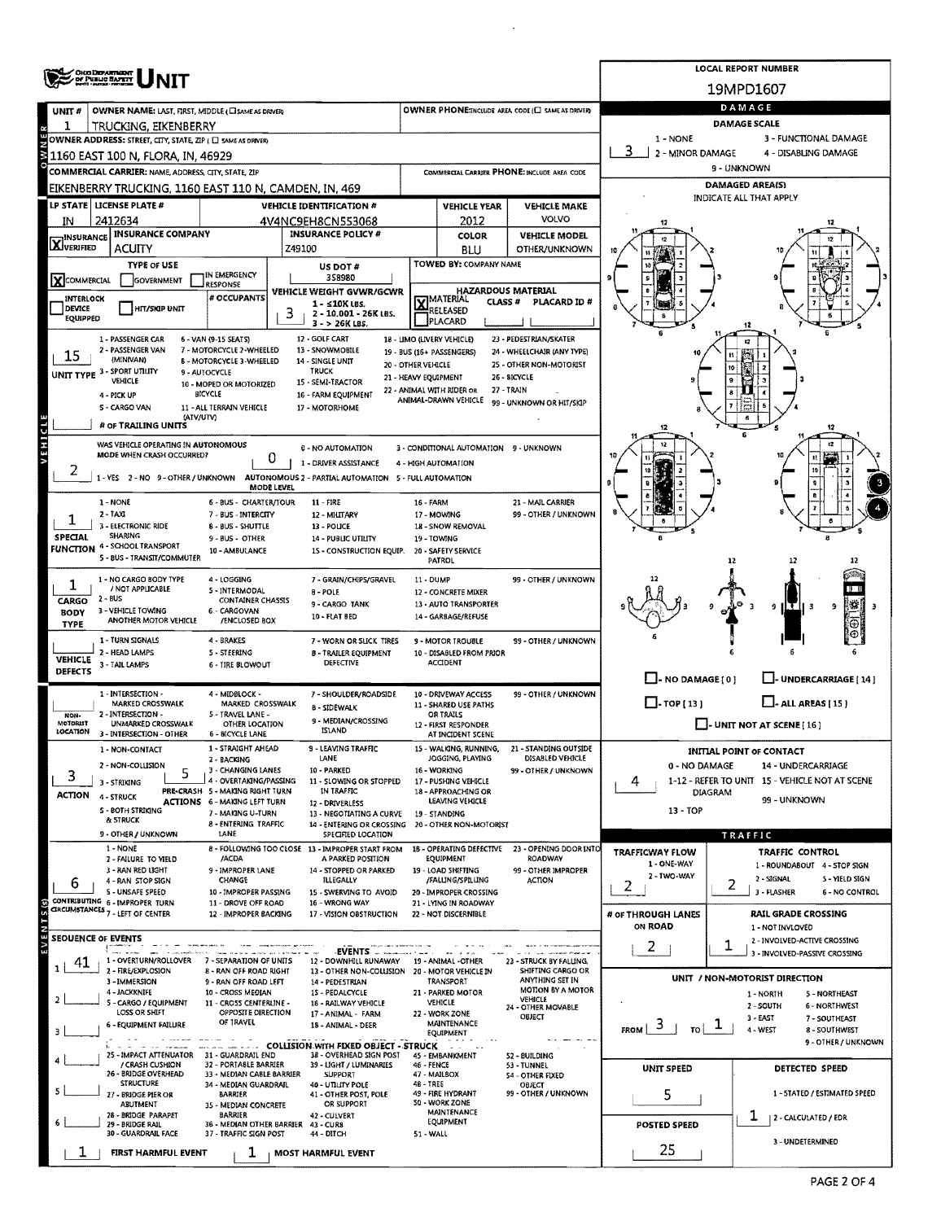# UNIT

**LOCAL REPORT NUMBER:** 19MPD1607

## OWNER

| Field | Value |
|---|---|
| UNIT # | 1 |
| OWNER NAME: LAST, FIRST, MIDDLE (☐ SAME AS DRIVER) | TRUCKING, EIKENBERRY |
| OWNER PHONE: INCLUDE AREA CODE (☐ SAME AS DRIVER) | |
| OWNER ADDRESS: STREET, CITY, STATE, ZIP (☐ SAME AS DRIVER) | 1160 EAST 100 N, FLORA, IN, 46929 |
| COMMERCIAL CARRIER: NAME, ADDRESS, CITY, STATE, ZIP | EIKENBERRY TRUCKING, 1160 EAST 110 N, CAMDEN, IN, 469 |
| COMMERCIAL CARRIER PHONE: INCLUDE AREA CODE | |

## VEHICLE

| Field | Value |
|---|---|
| LP STATE | IN |
| LICENSE PLATE # | 2412634 |
| VEHICLE IDENTIFICATION # | 4V4NC9EH8CN553068 |
| VEHICLE YEAR | 2012 |
| VEHICLE MAKE | VOLVO |
| INSURANCE VERIFIED | X |
| INSURANCE COMPANY | ACUITY |
| INSURANCE POLICY # | Z49100 |
| COLOR | BLU |
| VEHICLE MODEL | OTHER/UNKNOWN |
| TYPE OF USE | X COMMERCIAL ☐ GOVERNMENT ☐ IN EMERGENCY RESPONSE |
| US DOT # | 358980 |
| TOWED BY: COMPANY NAME | |
| INTERLOCK DEVICE EQUIPPED | ☐ |
| HIT/SKIP UNIT | ☐ |
| # OCCUPANTS | |
| VEHICLE WEIGHT GVWR/GCWR | 3 (1 - ≤10K LBS. 2 - 10,001 - 26K LBS. 3 - > 26K LBS.) |
| HAZARDOUS MATERIAL | X MATERIAL RELEASED ☐ PLACARD; CLASS # ; PLACARD ID # |
| UNIT TYPE | 15 |
| # OF TRAILING UNITS | |
| WAS VEHICLE OPERATING IN AUTONOMOUS MODE WHEN CRASH OCCURRED? | 2 (1 - YES 2 - NO 9 - OTHER / UNKNOWN) |
| AUTONOMOUS MODE LEVEL | 0 |
| SPECIAL FUNCTION | 1 |
| CARGO BODY TYPE | 1 |
| VEHICLE DEFECTS | |
| NON-MOTORIST LOCATION | |
| ACTION | 3 |
| PRE-CRASH ACTIONS | 5 |
| CONTRIBUTING CIRCUMSTANCES | 6 |

**UNIT TYPE:** 1 - PASSENGER CAR; 2 - PASSENGER VAN (MINIVAN); 3 - SPORT UTILITY VEHICLE; 4 - PICK UP; 5 - CARGO VAN; 6 - VAN (9-15 SEATS); 7 - MOTORCYCLE 2-WHEELED; 8 - MOTORCYCLE 3-WHEELED; 9 - AUTOCYCLE; 10 - MOPED OR MOTORIZED BICYCLE; 11 - ALL TERRAIN VEHICLE (ATV/UTV); 12 - GOLF CART; 13 - SNOWMOBILE; 14 - SINGLE UNIT TRUCK; 15 - SEMI-TRACTOR; 16 - FARM EQUIPMENT; 17 - MOTORHOME; 18 - LIMO (LIVERY VEHICLE); 19 - BUS (16+ PASSENGERS); 20 - OTHER VEHICLE; 21 - HEAVY EQUIPMENT; 22 - ANIMAL WITH RIDER OR ANIMAL-DRAWN VEHICLE; 23 - PEDESTRIAN/SKATER; 24 - WHEELCHAIR (ANY TYPE); 25 - OTHER NON-MOTORIST; 26 - BICYCLE; 27 - TRAIN; 99 - UNKNOWN OR HIT/SKIP

**AUTONOMOUS MODE LEVEL:** 0 - NO AUTOMATION; 1 - DRIVER ASSISTANCE; 2 - PARTIAL AUTOMATION; 3 - CONDITIONAL AUTOMATION; 4 - HIGH AUTOMATION; 5 - FULL AUTOMATION; 9 - UNKNOWN

**SPECIAL FUNCTION:** 1 - NONE; 2 - TAXI; 3 - ELECTRONIC RIDE SHARING; 4 - SCHOOL TRANSPORT; 5 - BUS - TRANSIT/COMMUTER; 6 - BUS - CHARTER/TOUR; 7 - BUS - INTERCITY; 8 - BUS - SHUTTLE; 9 - BUS - OTHER; 10 - AMBULANCE; 11 - FIRE; 12 - MILITARY; 13 - POLICE; 14 - PUBLIC UTILITY; 15 - CONSTRUCTION EQUIP.; 16 - FARM; 17 - MOWING; 18 - SNOW REMOVAL; 19 - TOWING; 20 - SAFETY SERVICE PATROL; 21 - MAIL CARRIER; 99 - OTHER / UNKNOWN

**CARGO BODY TYPE:** 1 - NO CARGO BODY TYPE / NOT APPLICABLE; 2 - BUS; 3 - VEHICLE TOWING ANOTHER MOTOR VEHICLE; 4 - LOGGING; 5 - INTERMODAL CONTAINER CHASSIS; 6 - CARGOVAN /ENCLOSED BOX; 7 - GRAIN/CHIPS/GRAVEL; 8 - POLE; 9 - CARGO TANK; 10 - FLAT BED; 11 - DUMP; 12 - CONCRETE MIXER; 13 - AUTO TRANSPORTER; 14 - GARBAGE/REFUSE; 99 - OTHER / UNKNOWN

**VEHICLE DEFECTS:** 1 - TURN SIGNALS; 2 - HEAD LAMPS; 3 - TAIL LAMPS; 4 - BRAKES; 5 - STEERING; 6 - TIRE BLOWOUT; 7 - WORN OR SLICK TIRES; 8 - TRAILER EQUIPMENT DEFECTIVE; 9 - MOTOR TROUBLE; 10 - DISABLED FROM PRIOR ACCIDENT; 99 - OTHER / UNKNOWN

**NON-MOTORIST LOCATION:** 1 - INTERSECTION - MARKED CROSSWALK; 2 - INTERSECTION - UNMARKED CROSSWALK; 3 - INTERSECTION - OTHER; 4 - MIDBLOCK - MARKED CROSSWALK; 5 - TRAVEL LANE - OTHER LOCATION; 6 - BICYCLE LANE; 7 - SHOULDER/ROADSIDE; 8 - SIDEWALK; 9 - MEDIAN/CROSSING ISLAND; 10 - DRIVEWAY ACCESS; 11 - SHARED USE PATHS OR TRAILS; 12 - FIRST RESPONDER AT INCIDENT SCENE; 99 - OTHER / UNKNOWN

**ACTION:** 1 - NON-CONTACT; 2 - NON-COLLISION; 3 - STRIKING; 4 - STRUCK; 5 - BOTH STRIKING & STRUCK; 9 - OTHER / UNKNOWN

**PRE-CRASH ACTIONS:** 1 - STRAIGHT AHEAD; 2 - BACKING; 3 - CHANGING LANES; 4 - OVERTAKING/PASSING; 5 - MAKING RIGHT TURN; 6 - MAKING LEFT TURN; 7 - MAKING U-TURN; 8 - ENTERING TRAFFIC LANE; 9 - LEAVING TRAFFIC LANE; 10 - PARKED; 11 - SLOWING OR STOPPED IN TRAFFIC; 12 - DRIVERLESS; 13 - NEGOTIATING A CURVE; 14 - ENTERING OR CROSSING SPECIFIED LOCATION; 15 - WALKING, RUNNING, JOGGING, PLAYING; 16 - WORKING; 17 - PUSHING VEHICLE; 18 - APPROACHING OR LEAVING VEHICLE; 19 - STANDING; 20 - OTHER NON-MOTORIST; 21 - STANDING OUTSIDE DISABLED VEHICLE; 99 - OTHER / UNKNOWN

**CONTRIBUTING CIRCUMSTANCES:** 1 - NONE; 2 - FAILURE TO YIELD; 3 - RAN RED LIGHT; 4 - RAN STOP SIGN; 5 - UNSAFE SPEED; 6 - IMPROPER TURN; 7 - LEFT OF CENTER; 8 - FOLLOWING TOO CLOSE /ACDA; 9 - IMPROPER LANE CHANGE; 10 - IMPROPER PASSING; 11 - DROVE OFF ROAD; 12 - IMPROPER BACKING; 13 - IMPROPER START FROM A PARKED POSITION; 14 - STOPPED OR PARKED ILLEGALLY; 15 - SWERVING TO AVOID; 16 - WRONG WAY; 17 - VISION OBSTRUCTION; 18 - OPERATING DEFECTIVE EQUIPMENT; 19 - LOAD SHIFTING /FALLING/SPILLING; 20 - IMPROPER CROSSING; 21 - LYING IN ROADWAY; 22 - NOT DISCERNIBLE; 23 - OPENING DOOR INTO ROADWAY; 99 - OTHER IMPROPER ACTION

## EVENTS

**SEQUENCE OF EVENTS**

| # | Event |
|---|---|
| 1 | 41 |
| 2 | |
| 3 | |
| 4 | |
| 5 | |
| 6 | |

**EVENTS:** 1 - OVERTURN/ROLLOVER; 2 - FIRE/EXPLOSION; 3 - IMMERSION; 4 - JACKKNIFE; 5 - CARGO / EQUIPMENT LOSS OR SHIFT; 6 - EQUIPMENT FAILURE; 7 - SEPARATION OF UNITS; 8 - RAN OFF ROAD RIGHT; 9 - RAN OFF ROAD LEFT; 10 - CROSS MEDIAN; 11 - CROSS CENTERLINE - OPPOSITE DIRECTION OF TRAVEL; 12 - DOWNHILL RUNAWAY; 13 - OTHER NON-COLLISION; 14 - PEDESTRIAN; 15 - PEDALCYCLE; 16 - RAILWAY VEHICLE; 17 - ANIMAL - FARM; 18 - ANIMAL - DEER; 19 - ANIMAL -OTHER; 20 - MOTOR VEHICLE IN TRANSPORT; 21 - PARKED MOTOR VEHICLE; 22 - WORK ZONE MAINTENANCE EQUIPMENT; 23 - STRUCK BY FALLING, SHIFTING CARGO OR ANYTHING SET IN MOTION BY A MOTOR VEHICLE; 24 - OTHER MOVABLE OBJECT

**COLLISION WITH FIXED OBJECT - STRUCK:** 25 - IMPACT ATTENUATOR / CRASH CUSHION; 26 - BRIDGE OVERHEAD STRUCTURE; 27 - BRIDGE PIER OR ABUTMENT; 28 - BRIDGE PARAPET; 29 - BRIDGE RAIL; 30 - GUARDRAIL FACE; 31 - GUARDRAIL END; 32 - PORTABLE BARRIER; 33 - MEDIAN CABLE BARRIER; 34 - MEDIAN GUARDRAIL BARRIER; 35 - MEDIAN CONCRETE BARRIER; 36 - MEDIAN OTHER BARRIER; 37 - TRAFFIC SIGN POST; 38 - OVERHEAD SIGN POST; 39 - LIGHT / LUMINARIES SUPPORT; 40 - UTILITY POLE; 41 - OTHER POST, POLE OR SUPPORT; 42 - CULVERT; 43 - CURB; 44 - DITCH; 45 - EMBANKMENT; 46 - FENCE; 47 - MAILBOX; 48 - TREE; 49 - FIRE HYDRANT; 50 - WORK ZONE MAINTENANCE EQUIPMENT; 51 - WALL; 52 - BUILDING; 53 - TUNNEL; 54 - OTHER FIXED OBJECT; 99 - OTHER / UNKNOWN

**FIRST HARMFUL EVENT:** 1 **MOST HARMFUL EVENT:** 1

## DAMAGE

**DAMAGE SCALE:** 3 (1 - NONE; 2 - MINOR DAMAGE; 3 - FUNCTIONAL DAMAGE; 4 - DISABLING DAMAGE; 9 - UNKNOWN)

**DAMAGED AREA(S)** — INDICATE ALL THAT APPLY: 3, 4

☐ - NO DAMAGE [0] ☐ - UNDERCARRIAGE [14] ☐ - TOP [13] ☐ - ALL AREAS [15] ☐ - UNIT NOT AT SCENE [16]

**INITIAL POINT OF CONTACT:** 4 (0 - NO DAMAGE; 1-12 - REFER TO UNIT DIAGRAM; 13 - TOP; 14 - UNDERCARRIAGE; 15 - VEHICLE NOT AT SCENE; 99 - UNKNOWN)

## TRAFFIC

| Field | Value |
|---|---|
| TRAFFICWAY FLOW (1 - ONE-WAY; 2 - TWO-WAY) | 2 |
| TRAFFIC CONTROL | 2 |
| # OF THROUGH LANES ON ROAD | 2 |
| RAIL GRADE CROSSING | 1 |

**TRAFFIC CONTROL:** 1 - ROUNDABOUT; 2 - SIGNAL; 3 - FLASHER; 4 - STOP SIGN; 5 - YIELD SIGN; 6 - NO CONTROL

**RAIL GRADE CROSSING:** 1 - NOT INVLOVED; 2 - INVOLVED-ACTIVE CROSSING; 3 - INVOLVED-PASSIVE CROSSING

**UNIT / NON-MOTORIST DIRECTION:** FROM 3 TO 1

1 - NORTH; 2 - SOUTH; 3 - EAST; 4 - WEST; 5 - NORTHEAST; 6 - NORTHWEST; 7 - SOUTHEAST; 8 - SOUTHWEST; 9 - OTHER / UNKNOWN

| UNIT SPEED | DETECTED SPEED |
|---|---|
| 5 | 1 |

**POSTED SPEED:** 25

DETECTED SPEED: 1 - STATED / ESTIMATED SPEED; 2 - CALCULATED / EDR; 3 - UNDETERMINED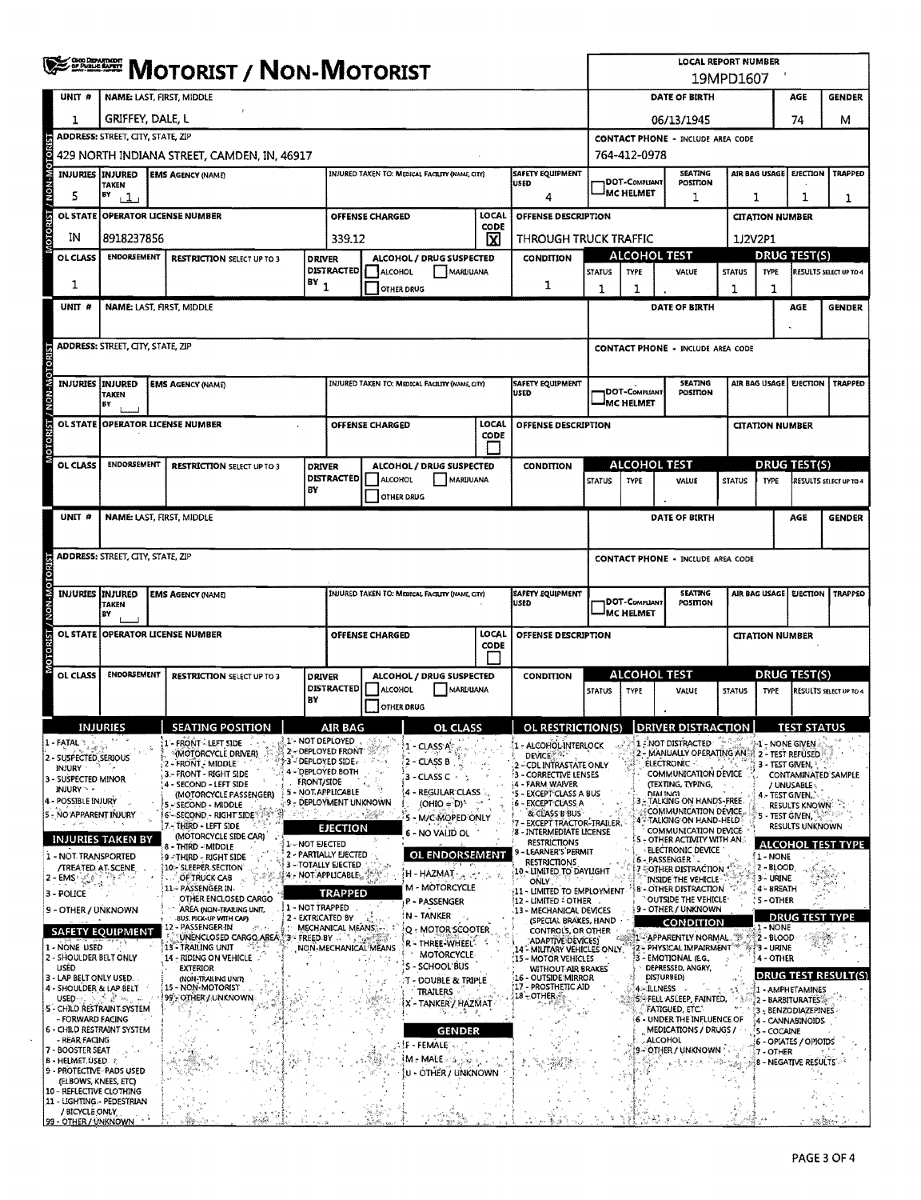# MOTORIST / NON-MOTORIST

**LOCAL REPORT NUMBER:** 19MPD1607

## Unit 1

| UNIT # | NAME: LAST, FIRST, MIDDLE | DATE OF BIRTH | AGE | GENDER |
|---|---|---|---|---|
| 1 | GRIFFEY, DALE, L | 06/13/1945 | 74 | M |

| ADDRESS: STREET, CITY, STATE, ZIP | CONTACT PHONE - INCLUDE AREA CODE |
|---|---|
| 429 NORTH INDIANA STREET, CAMDEN, IN, 46917 | 764-412-0978 |

| INJURIES | INJURED TAKEN BY | EMS AGENCY (NAME) | INJURED TAKEN TO: MEDICAL FACILITY (NAME, CITY) | SAFETY EQUIPMENT USED | DOT-COMPLIANT MC HELMET | SEATING POSITION | AIR BAG USAGE | EJECTION | TRAPPED |
|---|---|---|---|---|---|---|---|---|---|
| 5 | 1 | | | 4 | | 1 | 1 | 1 | 1 |

| OL STATE | OPERATOR LICENSE NUMBER | OFFENSE CHARGED | LOCAL CODE | OFFENSE DESCRIPTION | CITATION NUMBER |
|---|---|---|---|---|---|
| IN | 8918237856 | 339.12 | X | THROUGH TRUCK TRAFFIC | 1J2V2P1 |

| OL CLASS | ENDORSEMENT | RESTRICTION SELECT UP TO 3 | DRIVER DISTRACTED BY | ALCOHOL / DRUG SUSPECTED | CONDITION | ALCOHOL TEST STATUS | ALCOHOL TEST TYPE | ALCOHOL TEST VALUE | DRUG TEST STATUS | DRUG TEST TYPE | DRUG TEST RESULTS SELECT UP TO 4 |
|---|---|---|---|---|---|---|---|---|---|---|---|
| 1 | | | 1 | ☐ ALCOHOL ☐ MARIJUANA ☐ OTHER DRUG | 1 | 1 | 1 | . | 1 | 1 | |

## Unit (blank)

| UNIT # | NAME: LAST, FIRST, MIDDLE | DATE OF BIRTH | AGE | GENDER |
|---|---|---|---|---|
| | | | | |

ADDRESS: STREET, CITY, STATE, ZIP — CONTACT PHONE - INCLUDE AREA CODE

INJURIES | INJURED TAKEN BY | EMS AGENCY (NAME) | INJURED TAKEN TO: MEDICAL FACILITY (NAME, CITY) | SAFETY EQUIPMENT USED | DOT-COMPLIANT MC HELMET | SEATING POSITION | AIR BAG USAGE | EJECTION | TRAPPED

OL STATE | OPERATOR LICENSE NUMBER | OFFENSE CHARGED | LOCAL CODE ☐ | OFFENSE DESCRIPTION | CITATION NUMBER

OL CLASS | ENDORSEMENT | RESTRICTION SELECT UP TO 3 | DRIVER DISTRACTED BY | ALCOHOL / DRUG SUSPECTED ☐ ALCOHOL ☐ MARIJUANA ☐ OTHER DRUG | CONDITION | ALCOHOL TEST (STATUS, TYPE, VALUE) | DRUG TEST(S) (STATUS, TYPE, RESULTS SELECT UP TO 4)

## Unit (blank)

| UNIT # | NAME: LAST, FIRST, MIDDLE | DATE OF BIRTH | AGE | GENDER |
|---|---|---|---|---|
| | | | | |

ADDRESS: STREET, CITY, STATE, ZIP — CONTACT PHONE - INCLUDE AREA CODE

INJURIES | INJURED TAKEN BY | EMS AGENCY (NAME) | INJURED TAKEN TO: MEDICAL FACILITY (NAME, CITY) | SAFETY EQUIPMENT USED | DOT-COMPLIANT MC HELMET | SEATING POSITION | AIR BAG USAGE | EJECTION | TRAPPED

OL STATE | OPERATOR LICENSE NUMBER | OFFENSE CHARGED | LOCAL CODE ☐ | OFFENSE DESCRIPTION | CITATION NUMBER

OL CLASS | ENDORSEMENT | RESTRICTION SELECT UP TO 3 | DRIVER DISTRACTED BY | ALCOHOL / DRUG SUSPECTED ☐ ALCOHOL ☐ MARIJUANA ☐ OTHER DRUG | CONDITION | ALCOHOL TEST (STATUS, TYPE, VALUE) | DRUG TEST(S) (STATUS, TYPE, RESULTS SELECT UP TO 4)

## Codes

**INJURIES**
1 - FATAL
2 - SUSPECTED SERIOUS INJURY
3 - SUSPECTED MINOR INJURY
4 - POSSIBLE INJURY
5 - NO APPARENT INJURY

**INJURIES TAKEN BY**
1 - NOT TRANSPORTED /TREATED AT SCENE
2 - EMS
3 - POLICE
9 - OTHER / UNKNOWN

**SAFETY EQUIPMENT**
1 - NONE USED
2 - SHOULDER BELT ONLY USED
3 - LAP BELT ONLY USED
4 - SHOULDER & LAP BELT USED
5 - CHILD RESTRAINT SYSTEM - FORWARD FACING
6 - CHILD RESTRAINT SYSTEM - REAR FACING
7 - BOOSTER SEAT
8 - HELMET USED
9 - PROTECTIVE PADS USED (ELBOWS, KNEES, ETC)
10 - REFLECTIVE CLOTHING
11 - LIGHTING - PEDESTRIAN / BICYCLE ONLY
99 - OTHER / UNKNOWN

**SEATING POSITION**
1 - FRONT - LEFT SIDE (MOTORCYCLE DRIVER)
2 - FRONT - MIDDLE
3 - FRONT - RIGHT SIDE
4 - SECOND - LEFT SIDE (MOTORCYCLE PASSENGER)
5 - SECOND - MIDDLE
6 - SECOND - RIGHT SIDE
7 - THIRD - LEFT SIDE (MOTORCYCLE SIDE CAR)
8 - THIRD - MIDDLE
9 - THIRD - RIGHT SIDE
10 - SLEEPER SECTION OF TRUCK CAB
11 - PASSENGER IN OTHER ENCLOSED CARGO AREA (NON-TRAILING UNIT, BUS, PICK-UP WITH CAP)
12 - PASSENGER IN UNENCLOSED CARGO AREA
13 - TRAILING UNIT
14 - RIDING ON VEHICLE EXTERIOR (NON-TRAILING UNIT)
15 - NON-MOTORIST
99 - OTHER / UNKNOWN

**AIR BAG**
1 - NOT DEPLOYED
2 - DEPLOYED FRONT
3 - DEPLOYED SIDE
4 - DEPLOYED BOTH FRONT/SIDE
5 - NOT APPLICABLE
9 - DEPLOYMENT UNKNOWN

**EJECTION**
1 - NOT EJECTED
2 - PARTIALLY EJECTED
3 - TOTALLY EJECTED
4 - NOT APPLICABLE

**TRAPPED**
1 - NOT TRAPPED
2 - EXTRICATED BY MECHANICAL MEANS
3 - FREED BY NON-MECHANICAL MEANS

**OL CLASS**
1 - CLASS A
2 - CLASS B
3 - CLASS C
4 - REGULAR CLASS (OHIO = D)
5 - M/C MOPED ONLY
6 - NO VALID OL

**OL ENDORSEMENT**
H - HAZMAT
M - MOTORCYCLE
P - PASSENGER
N - TANKER
Q - MOTOR SCOOTER
R - THREE-WHEEL MOTORCYCLE
S - SCHOOL BUS
T - DOUBLE & TRIPLE TRAILERS
X - TANKER / HAZMAT

**GENDER**
F - FEMALE
M - MALE
U - OTHER / UNKNOWN

**OL RESTRICTION(S)**
1 - ALCOHOL INTERLOCK DEVICE
2 - CDL INTRASTATE ONLY
3 - CORRECTIVE LENSES
4 - FARM WAIVER
5 - EXCEPT CLASS A BUS
6 - EXCEPT CLASS A & CLASS B BUS
7 - EXCEPT TRACTOR-TRAILER
8 - INTERMEDIATE LICENSE RESTRICTIONS
9 - LEARNER'S PERMIT RESTRICTIONS
10 - LIMITED TO DAYLIGHT ONLY
11 - LIMITED TO EMPLOYMENT
12 - LIMITED - OTHER
13 - MECHANICAL DEVICES (SPECIAL BRAKES, HAND CONTROLS, OR OTHER ADAPTIVE DEVICES)
14 - MILITARY VEHICLES ONLY
15 - MOTOR VEHICLES WITHOUT AIR BRAKES
16 - OUTSIDE MIRROR
17 - PROSTHETIC AID
18 - OTHER

**DRIVER DISTRACTION**
1 - NOT DISTRACTED
2 - MANUALLY OPERATING AN ELECTRONIC COMMUNICATION DEVICE (TEXTING, TYPING, DIALING)
3 - TALKING ON HANDS-FREE COMMUNICATION DEVICE
4 - TALKING ON HAND-HELD COMMUNICATION DEVICE
5 - OTHER ACTIVITY WITH AN ELECTRONIC DEVICE
6 - PASSENGER
7 - OTHER DISTRACTION INSIDE THE VEHICLE
8 - OTHER DISTRACTION OUTSIDE THE VEHICLE
9 - OTHER / UNKNOWN

**CONDITION**
1 - APPARENTLY NORMAL
2 - PHYSICAL IMPAIRMENT
3 - EMOTIONAL (E.G., DEPRESSED, ANGRY, DISTURBED)
4 - ILLNESS
5 - FELL ASLEEP, FAINTED, FATIGUED, ETC.
6 - UNDER THE INFLUENCE OF MEDICATIONS / DRUGS / ALCOHOL
9 - OTHER / UNKNOWN

**TEST STATUS**
1 - NONE GIVEN
2 - TEST REFUSED
3 - TEST GIVEN, CONTAMINATED SAMPLE / UNUSABLE
4 - TEST GIVEN, RESULTS KNOWN
5 - TEST GIVEN, RESULTS UNKNOWN

**ALCOHOL TEST TYPE**
1 - NONE
2 - BLOOD
3 - URINE
4 - BREATH
5 - OTHER

**DRUG TEST TYPE**
1 - NONE
2 - BLOOD
3 - URINE
4 - OTHER

**DRUG TEST RESULT(S)**
1 - AMPHETAMINES
2 - BARBITURATES
3 - BENZODIAZEPINES
4 - CANNABINOIDS
5 - COCAINE
6 - OPIATES / OPIOIDS
7 - OTHER
8 - NEGATIVE RESULTS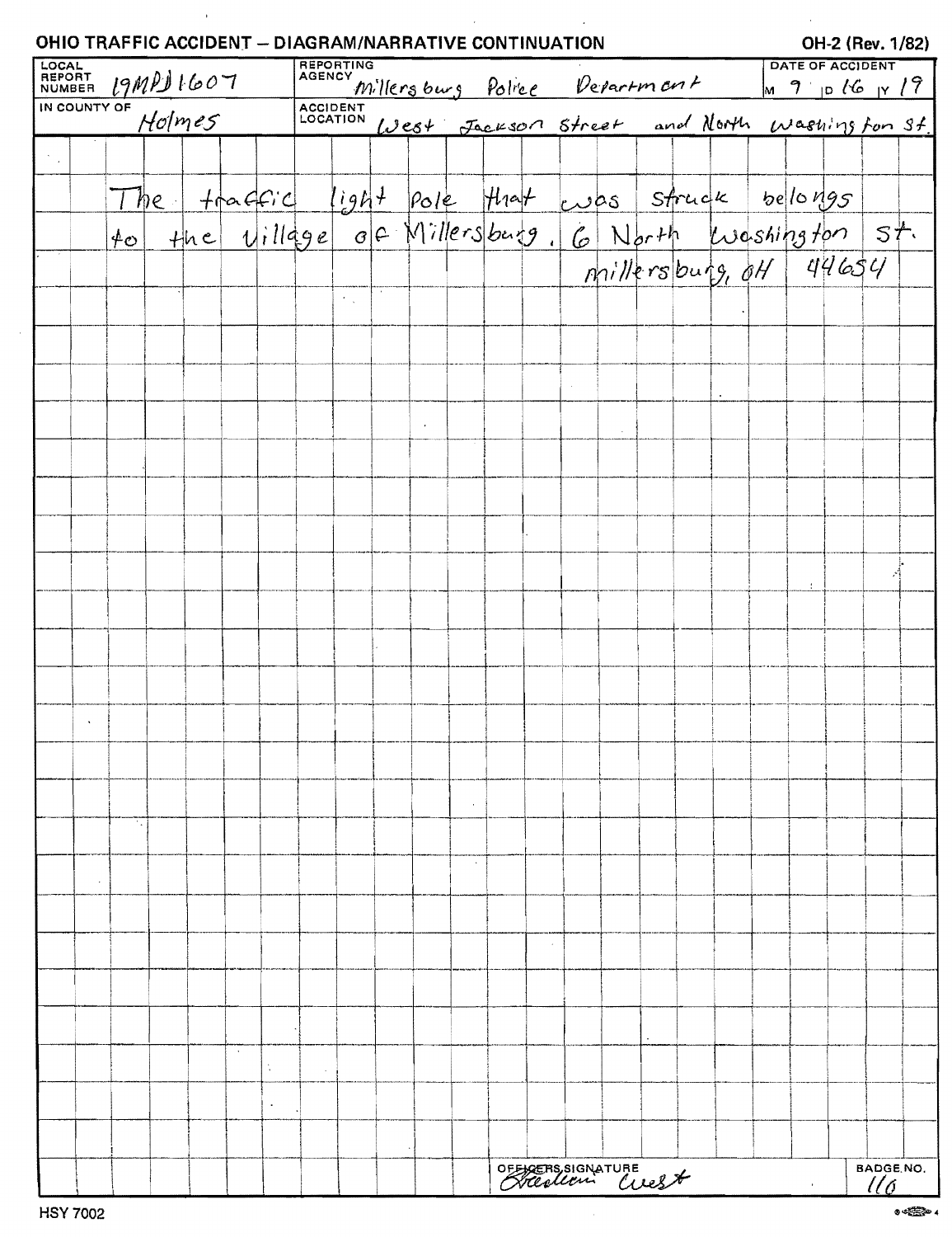# OHIO TRAFFIC ACCIDENT – DIAGRAM/NARRATIVE CONTINUATION

OH-2 (Rev. 1/82)

| LOCAL REPORT NUMBER | REPORTING AGENCY | DATE OF ACCIDENT |
|---|---|---|
| 19MPD1607 | Millersburg Police Department | M 9 D 16 Y 19 |
| **IN COUNTY OF** | **ACCIDENT LOCATION** | |
| Holmes | West Jackson Street and North Washington St. | |

The traffic light pole that was struck belongs to the Village of Millersburg. 6 North Washington St. Millersburg, OH 44654

OFFICERS SIGNATURE: Stedman West

BADGE NO.: 116

HSY 7002